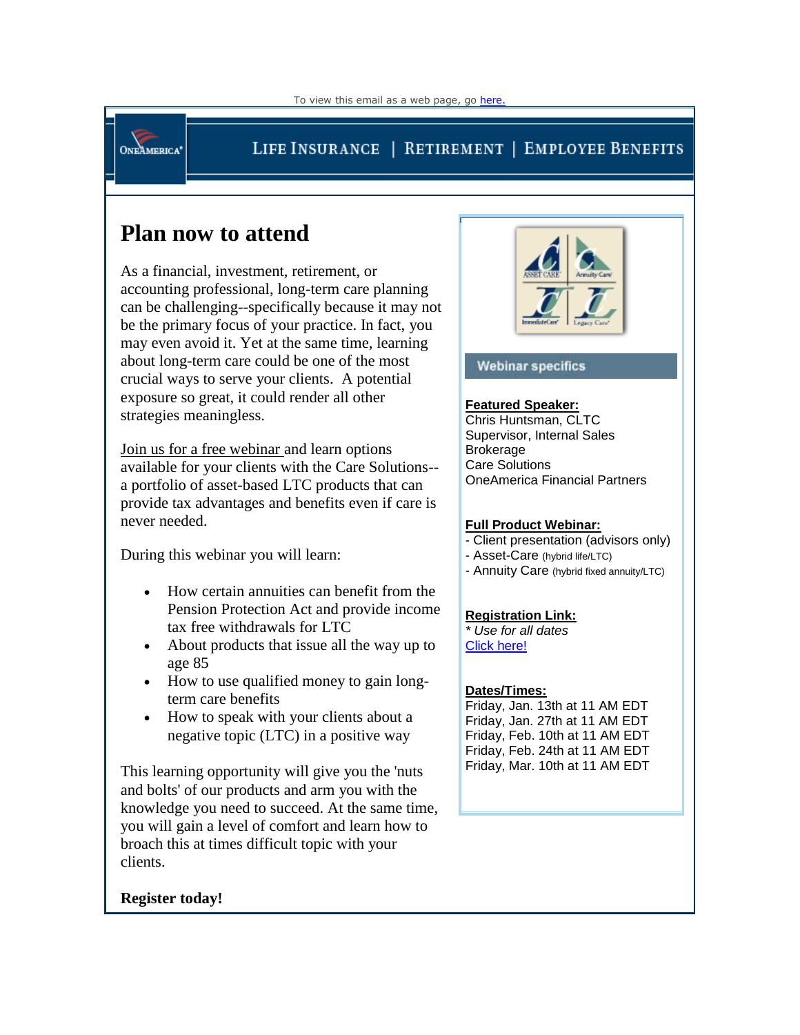To view this email as a web page, go here.

ONEAMERICA

LIFE INSURANCE | RETIREMENT | EMPLOYEE BENEFITS

# Plan now to attend

As a financial, investment, retirement, or accounting professional, long-term care planning can be challenging--specifically because it may not be the primary focus of your practice. In fact, you may even avoid it. Yet at the same time, learning about long-term care could be one of the most crucial ways to serve your clients. A potential exposure so great, it could render all other strategies meaningless.

Join us for a free webinar and learn options available for your clients with the Care Solutions--a portfolio of asset-based LTC products that can provide tax advantages and benefits even if care is never needed.

During this webinar you will learn:

- How certain annuities can benefit from the Pension Protection Act and provide income tax free withdrawals for LTC
- About products that issue all the way up to age 85
- How to use qualified money to gain long-term care benefits
- How to speak with your clients about a negative topic (LTC) in a positive way

This learning opportunity will give you the 'nuts and bolts' of our products and arm you with the knowledge you need to succeed. At the same time, you will gain a level of comfort and learn how to broach this at times difficult topic with your clients.

**Register today!**

ASSET CARE | Annuity Care | ImmediateCare | Legacy Care

## Webinar specifics

**Featured Speaker:**
Chris Huntsman, CLTC
Supervisor, Internal Sales
Brokerage
Care Solutions
OneAmerica Financial Partners

**Full Product Webinar:**
- Client presentation (advisors only)
- Asset-Care (hybrid life/LTC)
- Annuity Care (hybrid fixed annuity/LTC)

**Registration Link:**
*\* Use for all dates*
Click here!

**Dates/Times:**
Friday, Jan. 13th at 11 AM EDT
Friday, Jan. 27th at 11 AM EDT
Friday, Feb. 10th at 11 AM EDT
Friday, Feb. 24th at 11 AM EDT
Friday, Mar. 10th at 11 AM EDT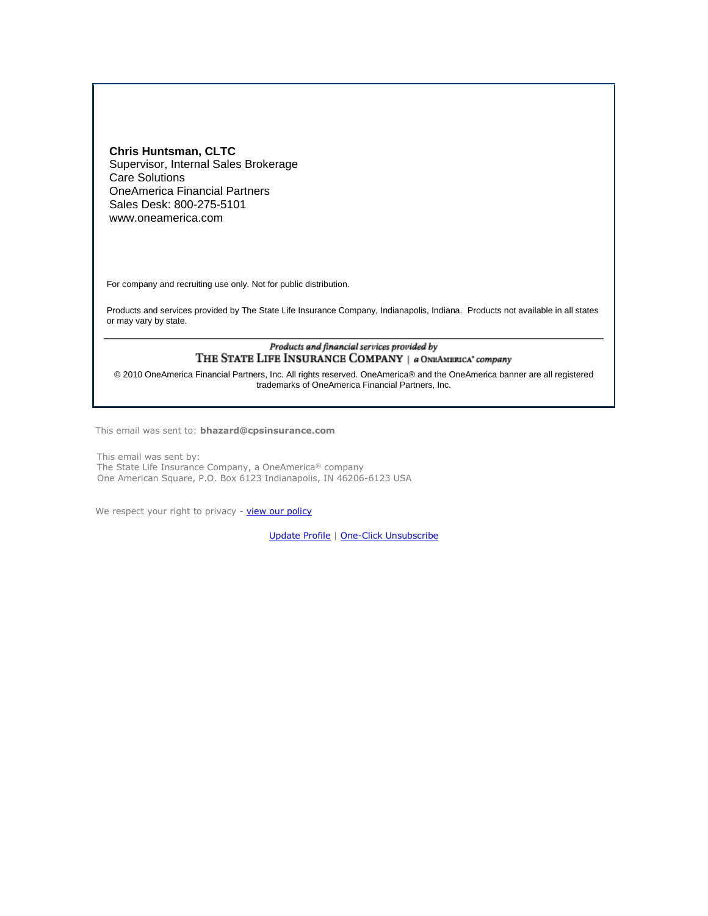**Chris Huntsman, CLTC**
Supervisor, Internal Sales Brokerage
Care Solutions
OneAmerica Financial Partners
Sales Desk: 800-275-5101
www.oneamerica.com

For company and recruiting use only. Not for public distribution.

Products and services provided by The State Life Insurance Company, Indianapolis, Indiana. Products not available in all states or may vary by state.

---

*Products and financial services provided by*
THE STATE LIFE INSURANCE COMPANY | *a* ONEAMERICA® *company*

© 2010 OneAmerica Financial Partners, Inc. All rights reserved. OneAmerica® and the OneAmerica banner are all registered trademarks of OneAmerica Financial Partners, Inc.

This email was sent to: **bhazard@cpsinsurance.com**

This email was sent by:
The State Life Insurance Company, a OneAmerica® company
One American Square, P.O. Box 6123 Indianapolis, IN 46206-6123 USA

We respect your right to privacy - view our policy

Update Profile | One-Click Unsubscribe